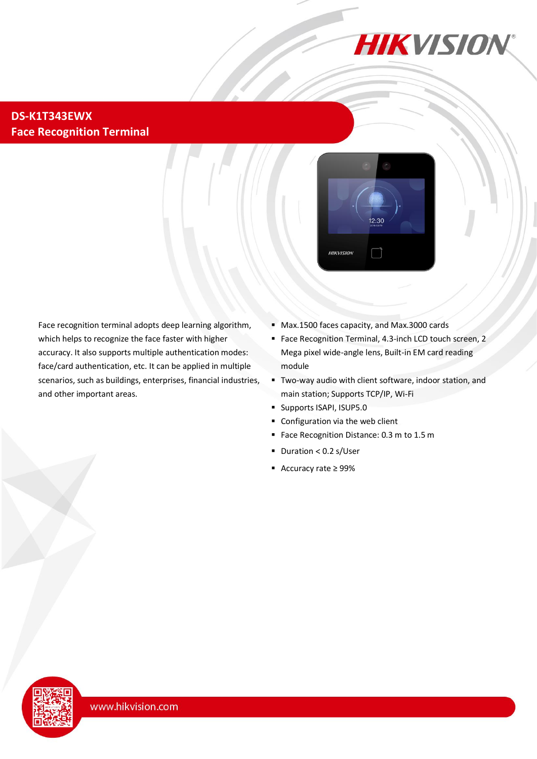# DS-K1T343EWX

## Face Recognition Terminal

Face recognition terminal adopts deep learning algorithm, which helps to recognize the face faster with higher accuracy. It also supports multiple authentication modes: face/card authentication, etc. It can be applied in multiple scenarios, such as buildings, enterprises, financial industries, and other important areas.

- Max.1500 faces capacity, and Max.3000 cards
- Face Recognition Terminal, 4.3-inch LCD touch screen, 2 Mega pixel wide-angle lens, Built-in EM card reading module
- Two-way audio with client software, indoor station, and main station; Supports TCP/IP, Wi-Fi
- Supports ISAPI, ISUP5.0
- Configuration via the web client
- Face Recognition Distance: 0.3 m to 1.5 m
- Duration < 0.2 s/User
- Accuracy rate ≥ 99%

www.hikvision.com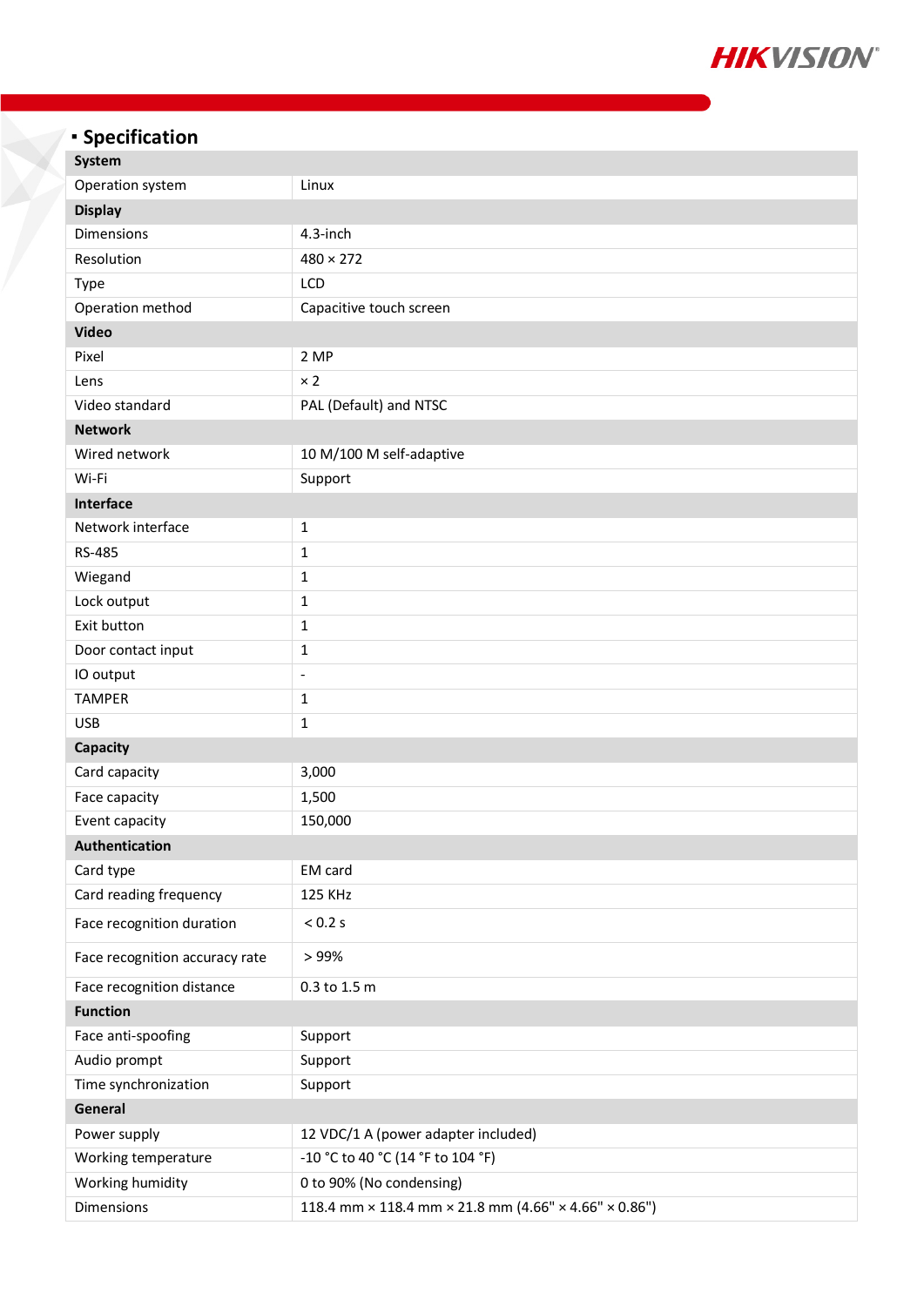## Specification

| System | |
|---|---|
| Operation system | Linux |
| **Display** | |
| Dimensions | 4.3-inch |
| Resolution | 480 × 272 |
| Type | LCD |
| Operation method | Capacitive touch screen |
| **Video** | |
| Pixel | 2 MP |
| Lens | × 2 |
| Video standard | PAL (Default) and NTSC |
| **Network** | |
| Wired network | 10 M/100 M self-adaptive |
| Wi-Fi | Support |
| **Interface** | |
| Network interface | 1 |
| RS-485 | 1 |
| Wiegand | 1 |
| Lock output | 1 |
| Exit button | 1 |
| Door contact input | 1 |
| IO output | - |
| TAMPER | 1 |
| USB | 1 |
| **Capacity** | |
| Card capacity | 3,000 |
| Face capacity | 1,500 |
| Event capacity | 150,000 |
| **Authentication** | |
| Card type | EM card |
| Card reading frequency | 125 KHz |
| Face recognition duration | < 0.2 s |
| Face recognition accuracy rate | > 99% |
| Face recognition distance | 0.3 to 1.5 m |
| **Function** | |
| Face anti-spoofing | Support |
| Audio prompt | Support |
| Time synchronization | Support |
| **General** | |
| Power supply | 12 VDC/1 A (power adapter included) |
| Working temperature | -10 °C to 40 °C (14 °F to 104 °F) |
| Working humidity | 0 to 90% (No condensing) |
| Dimensions | 118.4 mm × 118.4 mm × 21.8 mm (4.66" × 4.66" × 0.86") |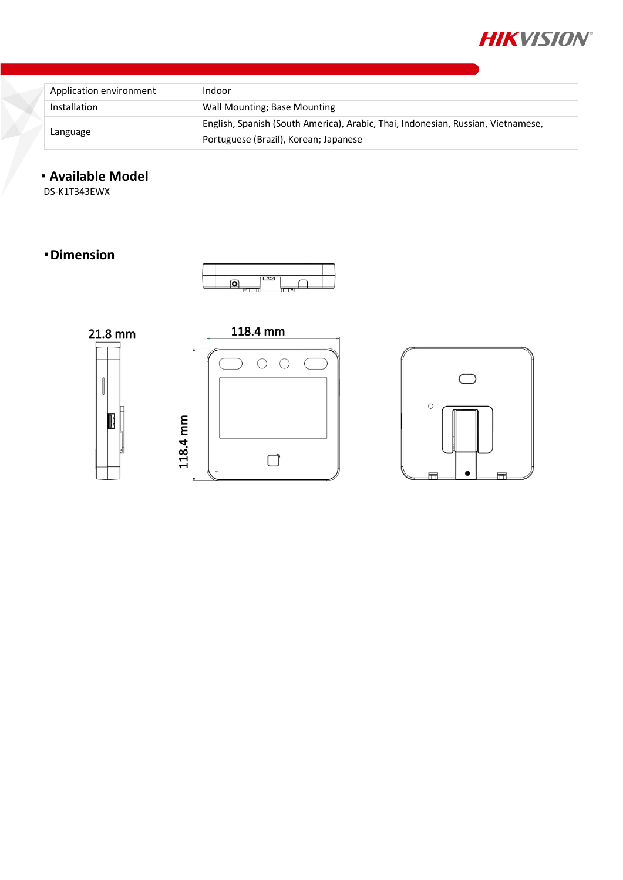| Application environment | Indoor |
|---|---|
| Installation | Wall Mounting; Base Mounting |
| Language | English, Spanish (South America), Arabic, Thai, Indonesian, Russian, Vietnamese, Portuguese (Brazil), Korean; Japanese |

## Available Model

DS-K1T343EWX

## Dimension

21.8 mm

118.4 mm

118.4 mm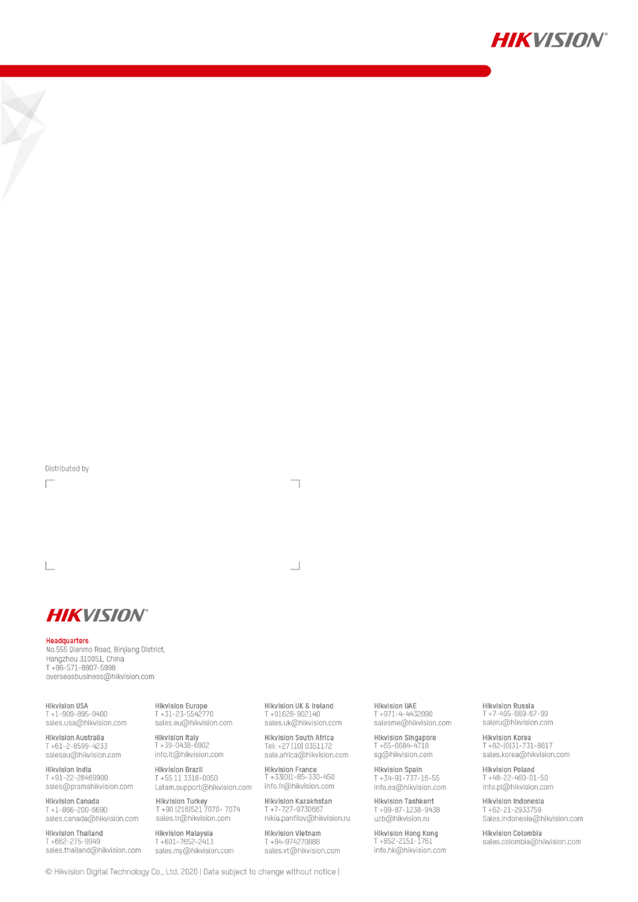Distributed by

**Headquarters**
No.555 Qianmo Road, Binjiang District,
Hangzhou 310051, China
T +86-571-8807-5998
overseasbusiness@hikvision.com

**Hikvision USA**
T +1-909-895-0400
sales.usa@hikvision.com

**Hikvision Australia**
T +61-2-8599-4233
salesau@hikvision.com

**Hikvision India**
T +91-22-28469900
sales@pramahikvision.com

**Hikvision Canada**
T +1-866-200-6690
sales.canada@hikvision.com

**Hikvision Thailand**
T +662-275-9949
sales.thailand@hikvision.com

**Hikvision Europe**
T +31-23-5542770
sales.eu@hikvision.com

**Hikvision Italy**
T +39-0438-6902
info.it@hikvision.com

**Hikvision Brazil**
T +55 11 3318-0050
Latam.support@hikvision.com

**Hikvision Turkey**
T +90 (216)521 7070- 7074
sales.tr@hikvision.com

**Hikvision Malaysia**
T +601-7652-2413
sales.my@hikvision.com

**Hikvision UK & Ireland**
T +01628-902140
sales.uk@hikvision.com

**Hikvision South Africa**
Tel: +27 (10) 0351172
sale.africa@hikvision.com

**Hikvision France**
T +33(0)1-85-330-450
info.fr@hikvision.com

**Hikvision Kazakhstan**
T +7-727-9730667
nikia.panfilov@hikvision.ru

**Hikvision Vietnam**
T +84-974270888
sales.vt@hikvision.com

**Hikvision UAE**
T +971-4-4432090
salesme@hikvision.com

**Hikvision Singapore**
T +65-6684-4718
sg@hikvision.com

**Hikvision Spain**
T +34-91-737-16-55
info.es@hikvision.com

**Hikvision Tashkent**
T +99-87-1238-9438
uzb@hikvision.ru

**Hikvision Hong Kong**
T +852-2151-1761
info.hk@hikvision.com

**Hikvision Russia**
T +7-495-669-67-99
saleru@hikvision.com

**Hikvision Korea**
T +82-(0)31-731-8817
sales.korea@hikvision.com

**Hikvision Poland**
T +48-22-460-01-50
info.pl@hikvision.com

**Hikvision Indonesia**
T +62-21-2933759
Sales.Indonesia@hikvision.com

**Hikvision Colombia**
sales.colombia@hikvision.com

© Hikvision Digital Technology Co., Ltd. 2020 | Data subject to change without notice |